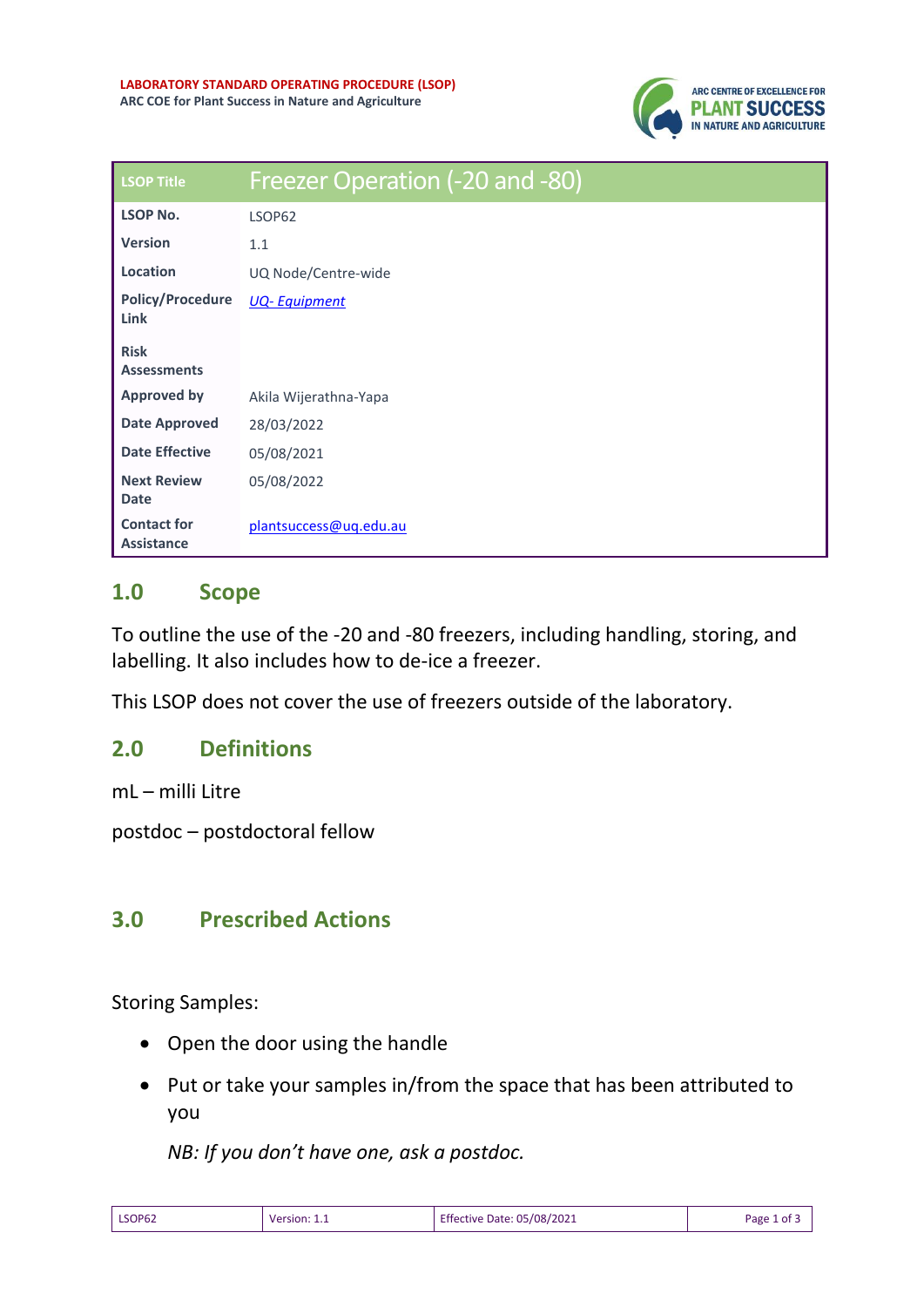**LABORATORY STANDARD OPERATING PROCEDURE (LSOP)**
**ARC COE for Plant Success in Nature and Agriculture**

ARC CENTRE OF EXCELLENCE FOR PLANT SUCCESS IN NATURE AND AGRICULTURE

| LSOP Title | Freezer Operation (-20 and -80) |
|---|---|
| LSOP No. | LSOP62 |
| Version | 1.1 |
| Location | UQ Node/Centre-wide |
| Policy/Procedure Link | *UQ- Equipment* |
| Risk Assessments | |
| Approved by | Akila Wijerathna-Yapa |
| Date Approved | 28/03/2022 |
| Date Effective | 05/08/2021 |
| Next Review Date | 05/08/2022 |
| Contact for Assistance | plantsuccess@uq.edu.au |

## 1.0 Scope

To outline the use of the -20 and -80 freezers, including handling, storing, and labelling. It also includes how to de-ice a freezer.

This LSOP does not cover the use of freezers outside of the laboratory.

## 2.0 Definitions

mL – milli Litre

postdoc – postdoctoral fellow

## 3.0 Prescribed Actions

Storing Samples:

- Open the door using the handle
- Put or take your samples in/from the space that has been attributed to you

  *NB: If you don't have one, ask a postdoc.*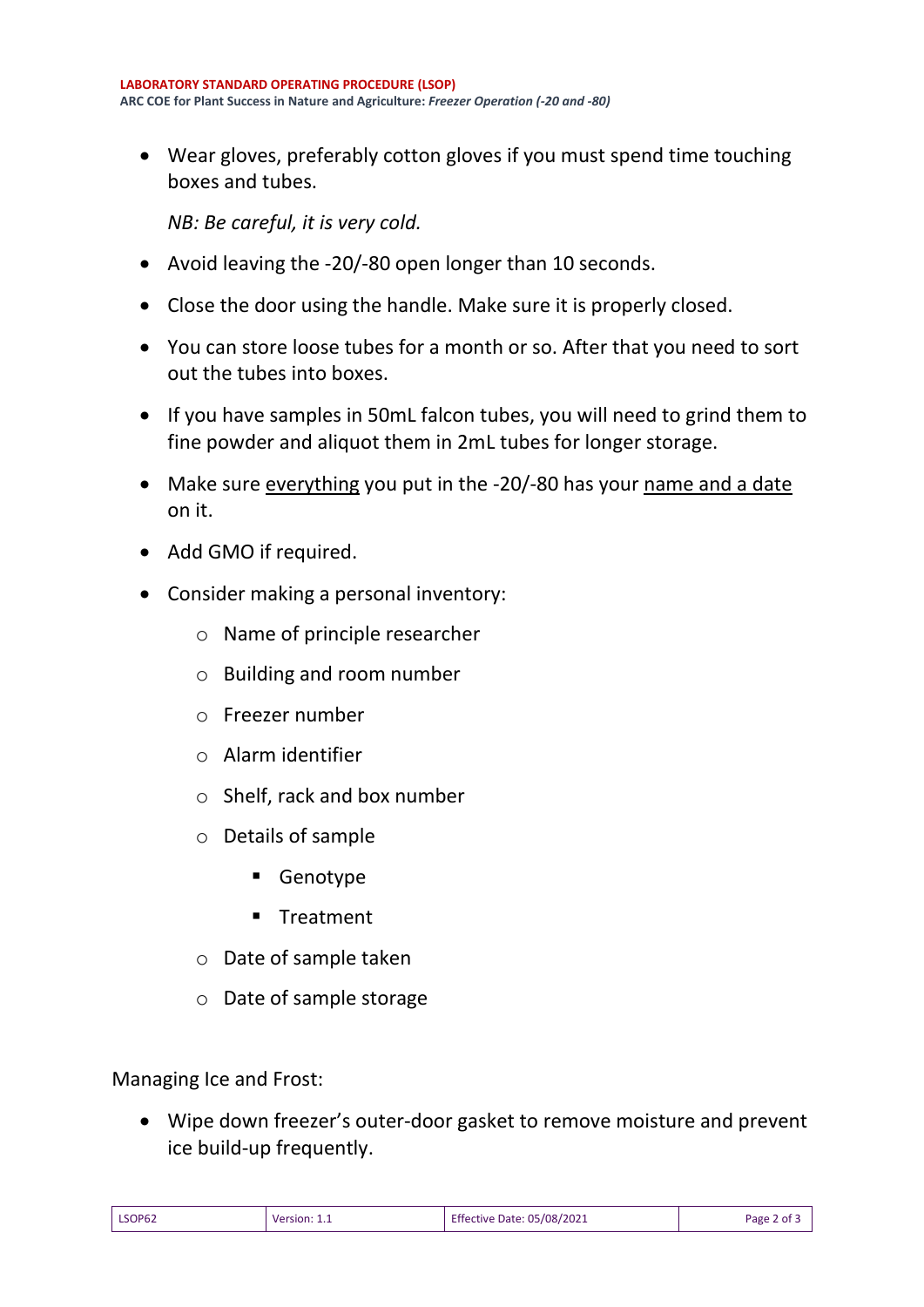- Wear gloves, preferably cotton gloves if you must spend time touching boxes and tubes.

  *NB: Be careful, it is very cold.*

- Avoid leaving the -20/-80 open longer than 10 seconds.
- Close the door using the handle. Make sure it is properly closed.
- You can store loose tubes for a month or so. After that you need to sort out the tubes into boxes.
- If you have samples in 50mL falcon tubes, you will need to grind them to fine powder and aliquot them in 2mL tubes for longer storage.
- Make sure <u>everything</u> you put in the -20/-80 has your <u>name and a date</u> on it.
- Add GMO if required.
- Consider making a personal inventory:
  - Name of principle researcher
  - Building and room number
  - Freezer number
  - Alarm identifier
  - Shelf, rack and box number
  - Details of sample
    - Genotype
    - Treatment
  - Date of sample taken
  - Date of sample storage

Managing Ice and Frost:

- Wipe down freezer's outer-door gasket to remove moisture and prevent ice build-up frequently.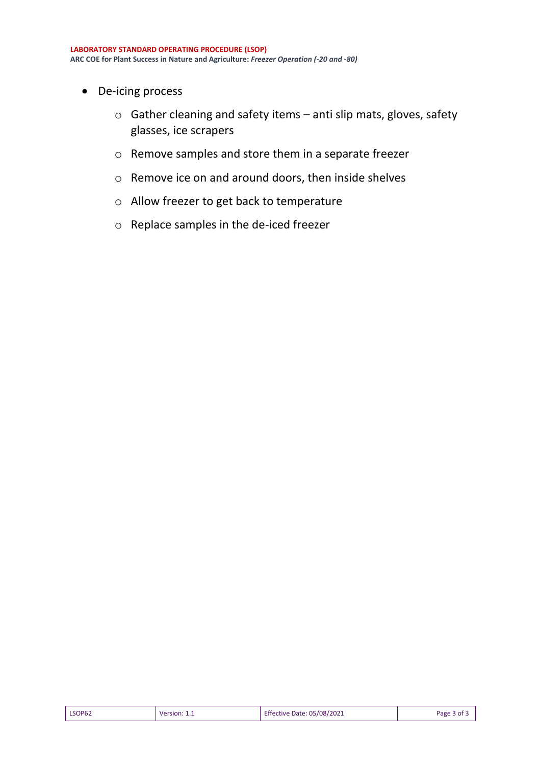- De-icing process
  - Gather cleaning and safety items – anti slip mats, gloves, safety glasses, ice scrapers
  - Remove samples and store them in a separate freezer
  - Remove ice on and around doors, then inside shelves
  - Allow freezer to get back to temperature
  - Replace samples in the de-iced freezer